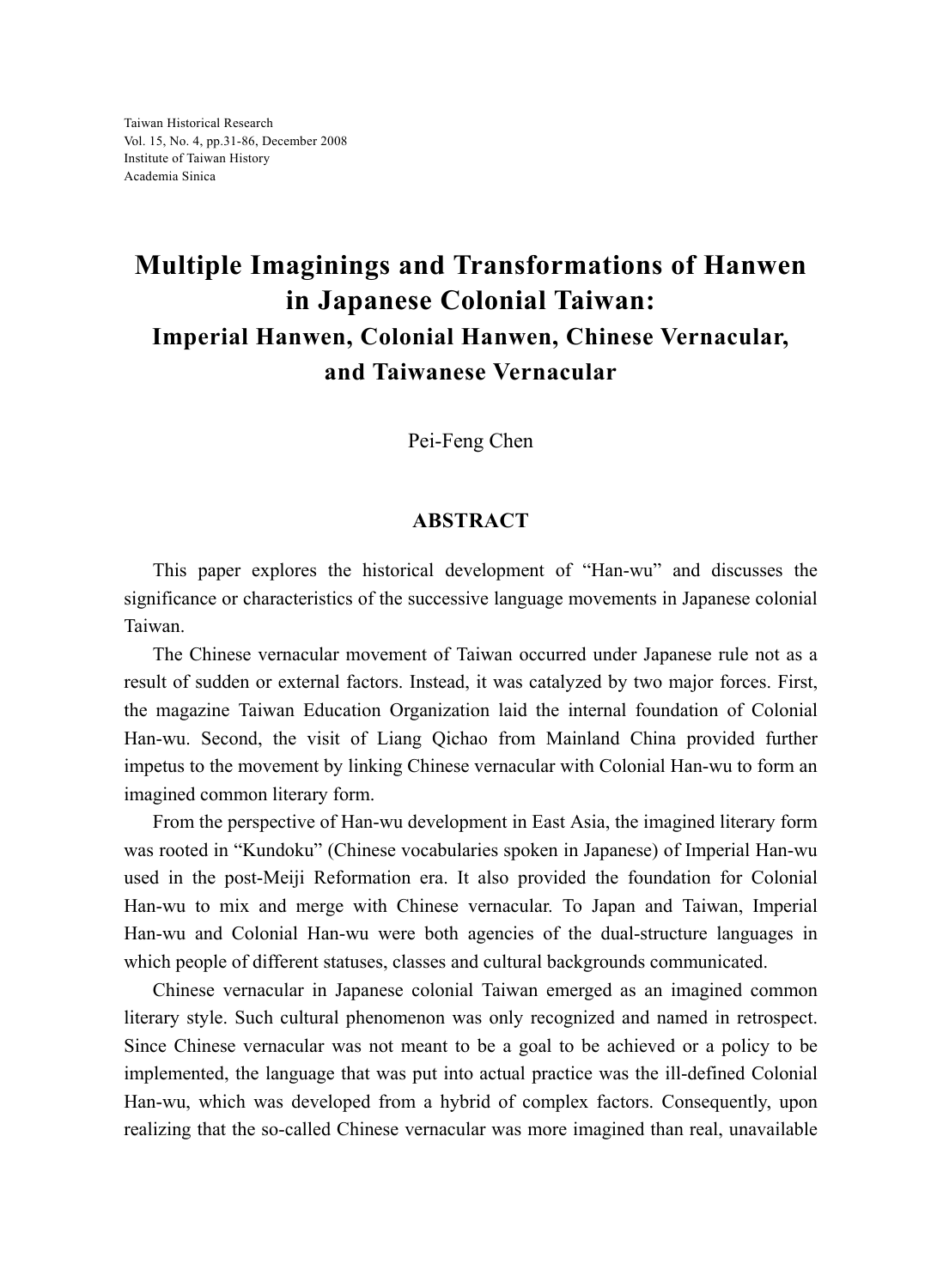Taiwan Historical Research
Vol. 15, No. 4, pp.31-86, December 2008
Institute of Taiwan History
Academia Sinica

# Multiple Imaginings and Transformations of Hanwen in Japanese Colonial Taiwan:
## Imperial Hanwen, Colonial Hanwen, Chinese Vernacular, and Taiwanese Vernacular

Pei-Feng Chen

## ABSTRACT

This paper explores the historical development of "Han-wu" and discusses the significance or characteristics of the successive language movements in Japanese colonial Taiwan.

The Chinese vernacular movement of Taiwan occurred under Japanese rule not as a result of sudden or external factors. Instead, it was catalyzed by two major forces. First, the magazine Taiwan Education Organization laid the internal foundation of Colonial Han-wu. Second, the visit of Liang Qichao from Mainland China provided further impetus to the movement by linking Chinese vernacular with Colonial Han-wu to form an imagined common literary form.

From the perspective of Han-wu development in East Asia, the imagined literary form was rooted in "Kundoku" (Chinese vocabularies spoken in Japanese) of Imperial Han-wu used in the post-Meiji Reformation era. It also provided the foundation for Colonial Han-wu to mix and merge with Chinese vernacular. To Japan and Taiwan, Imperial Han-wu and Colonial Han-wu were both agencies of the dual-structure languages in which people of different statuses, classes and cultural backgrounds communicated.

Chinese vernacular in Japanese colonial Taiwan emerged as an imagined common literary style. Such cultural phenomenon was only recognized and named in retrospect. Since Chinese vernacular was not meant to be a goal to be achieved or a policy to be implemented, the language that was put into actual practice was the ill-defined Colonial Han-wu, which was developed from a hybrid of complex factors. Consequently, upon realizing that the so-called Chinese vernacular was more imagined than real, unavailable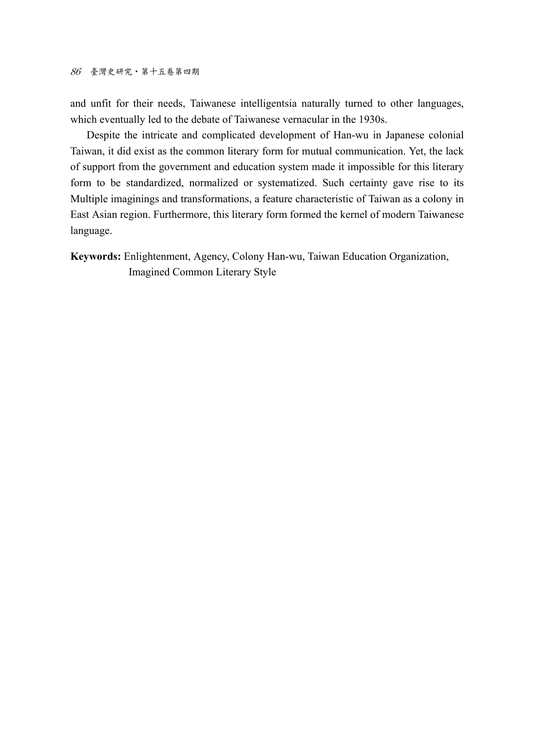and unfit for their needs, Taiwanese intelligentsia naturally turned to other languages, which eventually led to the debate of Taiwanese vernacular in the 1930s.

Despite the intricate and complicated development of Han-wu in Japanese colonial Taiwan, it did exist as the common literary form for mutual communication. Yet, the lack of support from the government and education system made it impossible for this literary form to be standardized, normalized or systematized. Such certainty gave rise to its Multiple imaginings and transformations, a feature characteristic of Taiwan as a colony in East Asian region. Furthermore, this literary form formed the kernel of modern Taiwanese language.

**Keywords:** Enlightenment, Agency, Colony Han-wu, Taiwan Education Organization, Imagined Common Literary Style